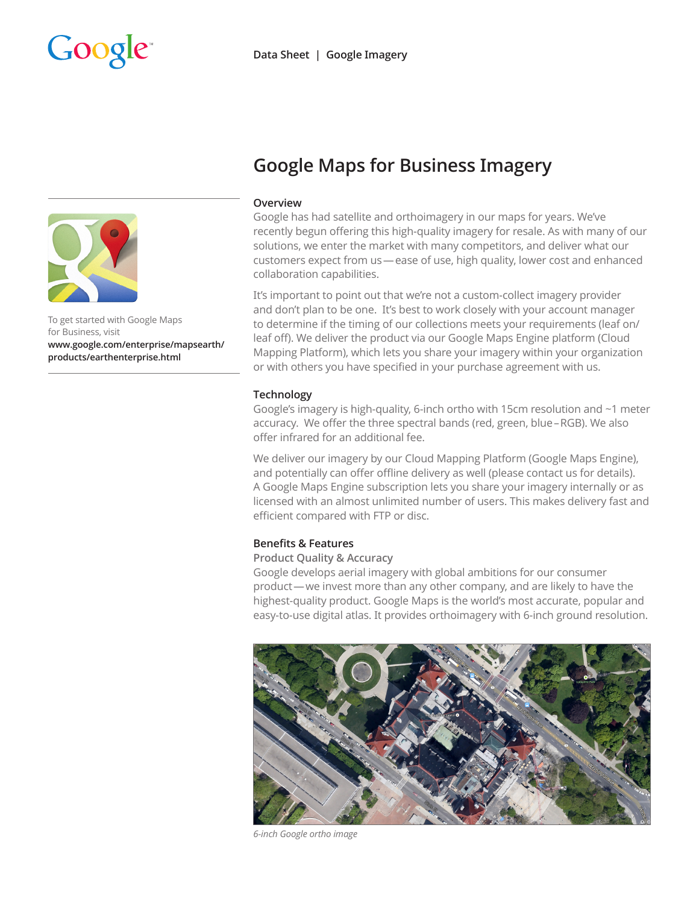Data Sheet | Google Imagery

# Google Maps for Business Imagery

To get started with Google Maps for Business, visit **www.google.com/enterprise/mapsearth/products/earthenterprise.html**

## Overview

Google has had satellite and orthoimagery in our maps for years. We've recently begun offering this high-quality imagery for resale. As with many of our solutions, we enter the market with many competitors, and deliver what our customers expect from us — ease of use, high quality, lower cost and enhanced collaboration capabilities.

It's important to point out that we're not a custom-collect imagery provider and don't plan to be one. It's best to work closely with your account manager to determine if the timing of our collections meets your requirements (leaf on/leaf off). We deliver the product via our Google Maps Engine platform (Cloud Mapping Platform), which lets you share your imagery within your organization or with others you have specified in your purchase agreement with us.

## Technology

Google's imagery is high-quality, 6-inch ortho with 15cm resolution and ~1 meter accuracy. We offer the three spectral bands (red, green, blue – RGB). We also offer infrared for an additional fee.

We deliver our imagery by our Cloud Mapping Platform (Google Maps Engine), and potentially can offer offline delivery as well (please contact us for details). A Google Maps Engine subscription lets you share your imagery internally or as licensed with an almost unlimited number of users. This makes delivery fast and efficient compared with FTP or disc.

## Benefits & Features

### Product Quality & Accuracy

Google develops aerial imagery with global ambitions for our consumer product — we invest more than any other company, and are likely to have the highest-quality product. Google Maps is the world's most accurate, popular and easy-to-use digital atlas. It provides orthoimagery with 6-inch ground resolution.

*6-inch Google ortho image*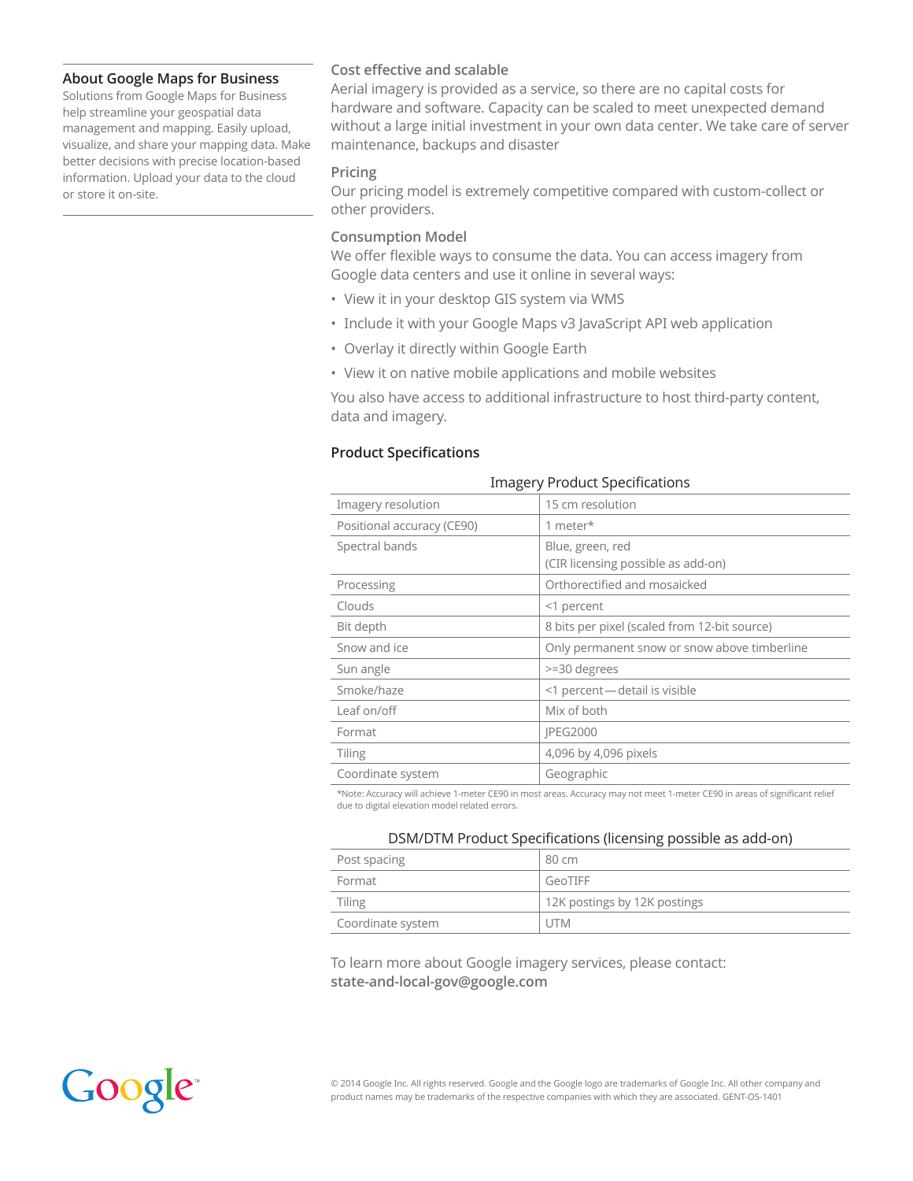## About Google Maps for Business

Solutions from Google Maps for Business help streamline your geospatial data management and mapping. Easily upload, visualize, and share your mapping data. Make better decisions with precise location-based information. Upload your data to the cloud or store it on-site.

### Cost effective and scalable

Aerial imagery is provided as a service, so there are no capital costs for hardware and software. Capacity can be scaled to meet unexpected demand without a large initial investment in your own data center. We take care of server maintenance, backups and disaster

### Pricing

Our pricing model is extremely competitive compared with custom-collect or other providers.

### Consumption Model

We offer flexible ways to consume the data. You can access imagery from Google data centers and use it online in several ways:

- View it in your desktop GIS system via WMS
- Include it with your Google Maps v3 JavaScript API web application
- Overlay it directly within Google Earth
- View it on native mobile applications and mobile websites

You also have access to additional infrastructure to host third-party content, data and imagery.

## Product Specifications

Imagery Product Specifications

| | |
|---|---|
| Imagery resolution | 15 cm resolution |
| Positional accuracy (CE90) | 1 meter* |
| Spectral bands | Blue, green, red (CIR licensing possible as add-on) |
| Processing | Orthorectified and mosaicked |
| Clouds | <1 percent |
| Bit depth | 8 bits per pixel (scaled from 12-bit source) |
| Snow and ice | Only permanent snow or snow above timberline |
| Sun angle | >=30 degrees |
| Smoke/haze | <1 percent—detail is visible |
| Leaf on/off | Mix of both |
| Format | JPEG2000 |
| Tiling | 4,096 by 4,096 pixels |
| Coordinate system | Geographic |

*Note: Accuracy will achieve 1-meter CE90 in most areas. Accuracy may not meet 1-meter CE90 in areas of significant relief due to digital elevation model related errors.

DSM/DTM Product Specifications (licensing possible as add-on)

| | |
|---|---|
| Post spacing | 80 cm |
| Format | GeoTIFF |
| Tiling | 12K postings by 12K postings |
| Coordinate system | UTM |

To learn more about Google imagery services, please contact:
**state-and-local-gov@google.com**

Google

© 2014 Google Inc. All rights reserved. Google and the Google logo are trademarks of Google Inc. All other company and product names may be trademarks of the respective companies with which they are associated. GENT-OS-1401